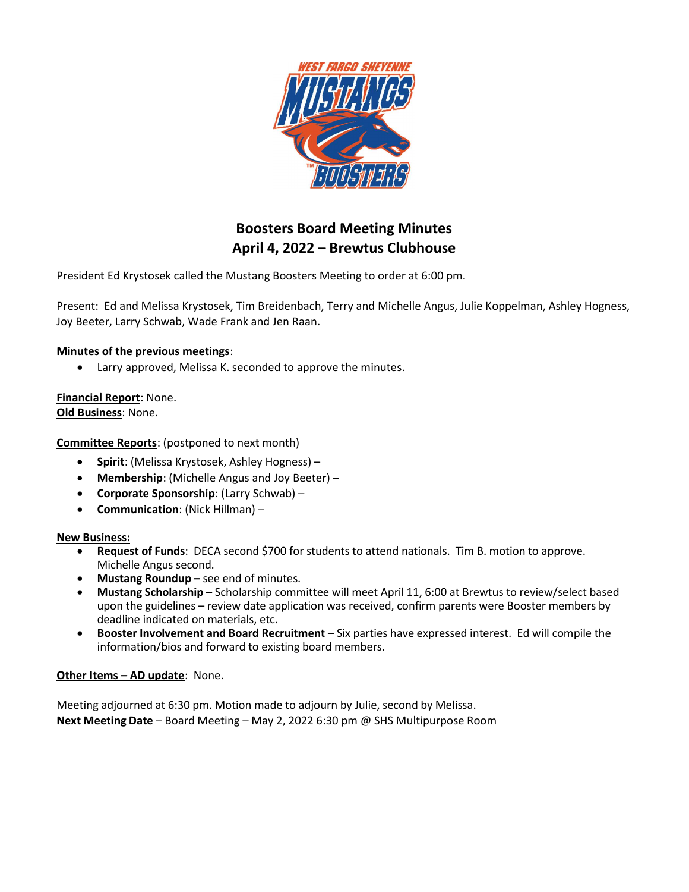# Boosters Board Meeting Minutes
## April 4, 2022 – Brewtus Clubhouse

President Ed Krystosek called the Mustang Boosters Meeting to order at 6:00 pm.

Present: Ed and Melissa Krystosek, Tim Breidenbach, Terry and Michelle Angus, Julie Koppelman, Ashley Hogness, Joy Beeter, Larry Schwab, Wade Frank and Jen Raan.

**Minutes of the previous meetings**:

- Larry approved, Melissa K. seconded to approve the minutes.

**Financial Report**: None.
**Old Business**: None.

**Committee Reports**: (postponed to next month)

- **Spirit**: (Melissa Krystosek, Ashley Hogness) –
- **Membership**: (Michelle Angus and Joy Beeter) –
- **Corporate Sponsorship**: (Larry Schwab) –
- **Communication**: (Nick Hillman) –

**New Business:**

- **Request of Funds**: DECA second $700 for students to attend nationals. Tim B. motion to approve. Michelle Angus second.
- **Mustang Roundup –** see end of minutes.
- **Mustang Scholarship –** Scholarship committee will meet April 11, 6:00 at Brewtus to review/select based upon the guidelines – review date application was received, confirm parents were Booster members by deadline indicated on materials, etc.
- **Booster Involvement and Board Recruitment** – Six parties have expressed interest. Ed will compile the information/bios and forward to existing board members.

**Other Items – AD update**: None.

Meeting adjourned at 6:30 pm. Motion made to adjourn by Julie, second by Melissa.
**Next Meeting Date** – Board Meeting – May 2, 2022 6:30 pm @ SHS Multipurpose Room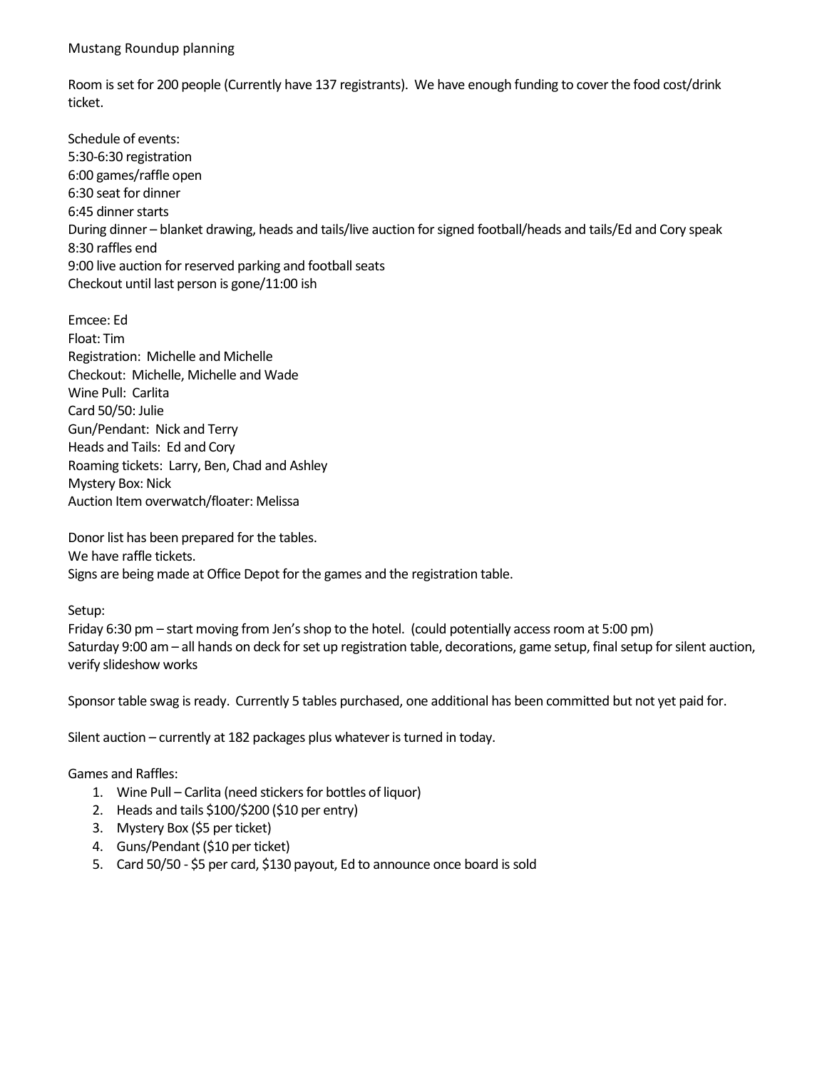Mustang Roundup planning

Room is set for 200 people (Currently have 137 registrants). We have enough funding to cover the food cost/drink ticket.

Schedule of events:
5:30-6:30 registration
6:00 games/raffle open
6:30 seat for dinner
6:45 dinner starts
During dinner – blanket drawing, heads and tails/live auction for signed football/heads and tails/Ed and Cory speak
8:30 raffles end
9:00 live auction for reserved parking and football seats
Checkout until last person is gone/11:00 ish

Emcee: Ed
Float: Tim
Registration: Michelle and Michelle
Checkout: Michelle, Michelle and Wade
Wine Pull: Carlita
Card 50/50: Julie
Gun/Pendant: Nick and Terry
Heads and Tails: Ed and Cory
Roaming tickets: Larry, Ben, Chad and Ashley
Mystery Box: Nick
Auction Item overwatch/floater: Melissa

Donor list has been prepared for the tables.
We have raffle tickets.
Signs are being made at Office Depot for the games and the registration table.

Setup:
Friday 6:30 pm – start moving from Jen's shop to the hotel. (could potentially access room at 5:00 pm)
Saturday 9:00 am – all hands on deck for set up registration table, decorations, game setup, final setup for silent auction, verify slideshow works

Sponsor table swag is ready. Currently 5 tables purchased, one additional has been committed but not yet paid for.

Silent auction – currently at 182 packages plus whatever is turned in today.

Games and Raffles:

1. Wine Pull – Carlita (need stickers for bottles of liquor)
2. Heads and tails $100/$200 ($10 per entry)
3. Mystery Box ($5 per ticket)
4. Guns/Pendant ($10 per ticket)
5. Card 50/50 - $5 per card, $130 payout, Ed to announce once board is sold